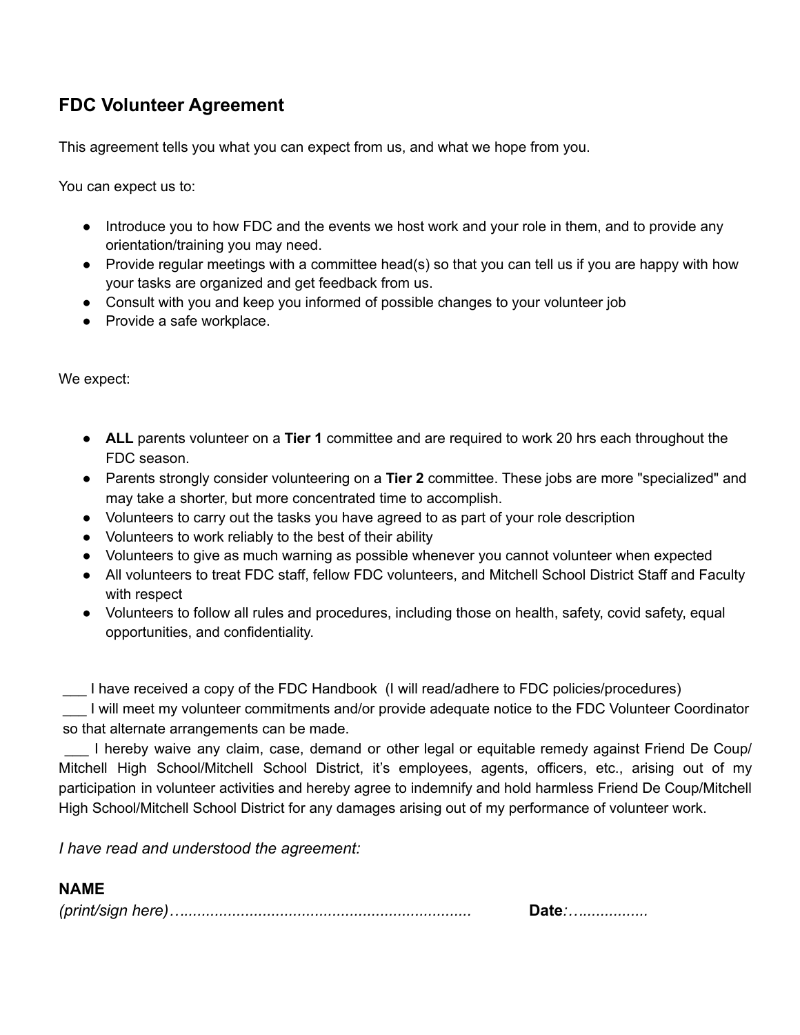## FDC Volunteer Agreement

This agreement tells you what you can expect from us, and what we hope from you.

You can expect us to:

- Introduce you to how FDC and the events we host work and your role in them, and to provide any orientation/training you may need.
- Provide regular meetings with a committee head(s) so that you can tell us if you are happy with how your tasks are organized and get feedback from us.
- Consult with you and keep you informed of possible changes to your volunteer job
- Provide a safe workplace.

We expect:

- **ALL** parents volunteer on a **Tier 1** committee and are required to work 20 hrs each throughout the FDC season.
- Parents strongly consider volunteering on a **Tier 2** committee. These jobs are more "specialized" and may take a shorter, but more concentrated time to accomplish.
- Volunteers to carry out the tasks you have agreed to as part of your role description
- Volunteers to work reliably to the best of their ability
- Volunteers to give as much warning as possible whenever you cannot volunteer when expected
- All volunteers to treat FDC staff, fellow FDC volunteers, and Mitchell School District Staff and Faculty with respect
- Volunteers to follow all rules and procedures, including those on health, safety, covid safety, equal opportunities, and confidentiality.

___ I have received a copy of the FDC Handbook (I will read/adhere to FDC policies/procedures)

___ I will meet my volunteer commitments and/or provide adequate notice to the FDC Volunteer Coordinator so that alternate arrangements can be made.

___ I hereby waive any claim, case, demand or other legal or equitable remedy against Friend De Coup/ Mitchell High School/Mitchell School District, it's employees, agents, officers, etc., arising out of my participation in volunteer activities and hereby agree to indemnify and hold harmless Friend De Coup/Mitchell High School/Mitchell School District for any damages arising out of my performance of volunteer work.

*I have read and understood the agreement:*

**NAME**

*(print/sign here)*…................................................................... **Date***:*…................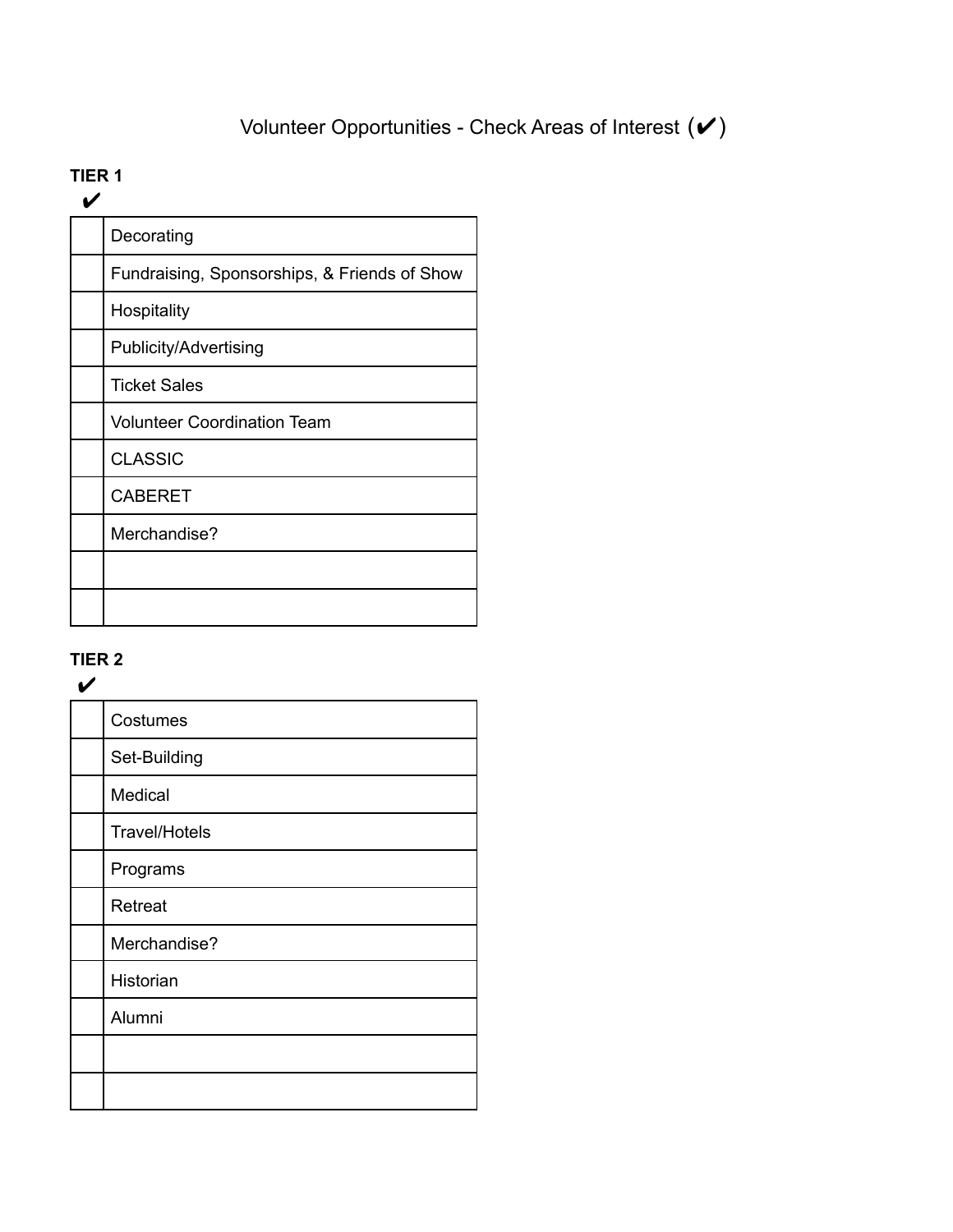Volunteer Opportunities - Check Areas of Interest (✔)

**TIER 1**

| ✔ | |
|---|---|
| | Decorating |
| | Fundraising, Sponsorships, & Friends of Show |
| | Hospitality |
| | Publicity/Advertising |
| | Ticket Sales |
| | Volunteer Coordination Team |
| | CLASSIC |
| | CABERET |
| | Merchandise? |
| | |
| | |

**TIER 2**

| ✔ | |
|---|---|
| | Costumes |
| | Set-Building |
| | Medical |
| | Travel/Hotels |
| | Programs |
| | Retreat |
| | Merchandise? |
| | Historian |
| | Alumni |
| | |
| | |